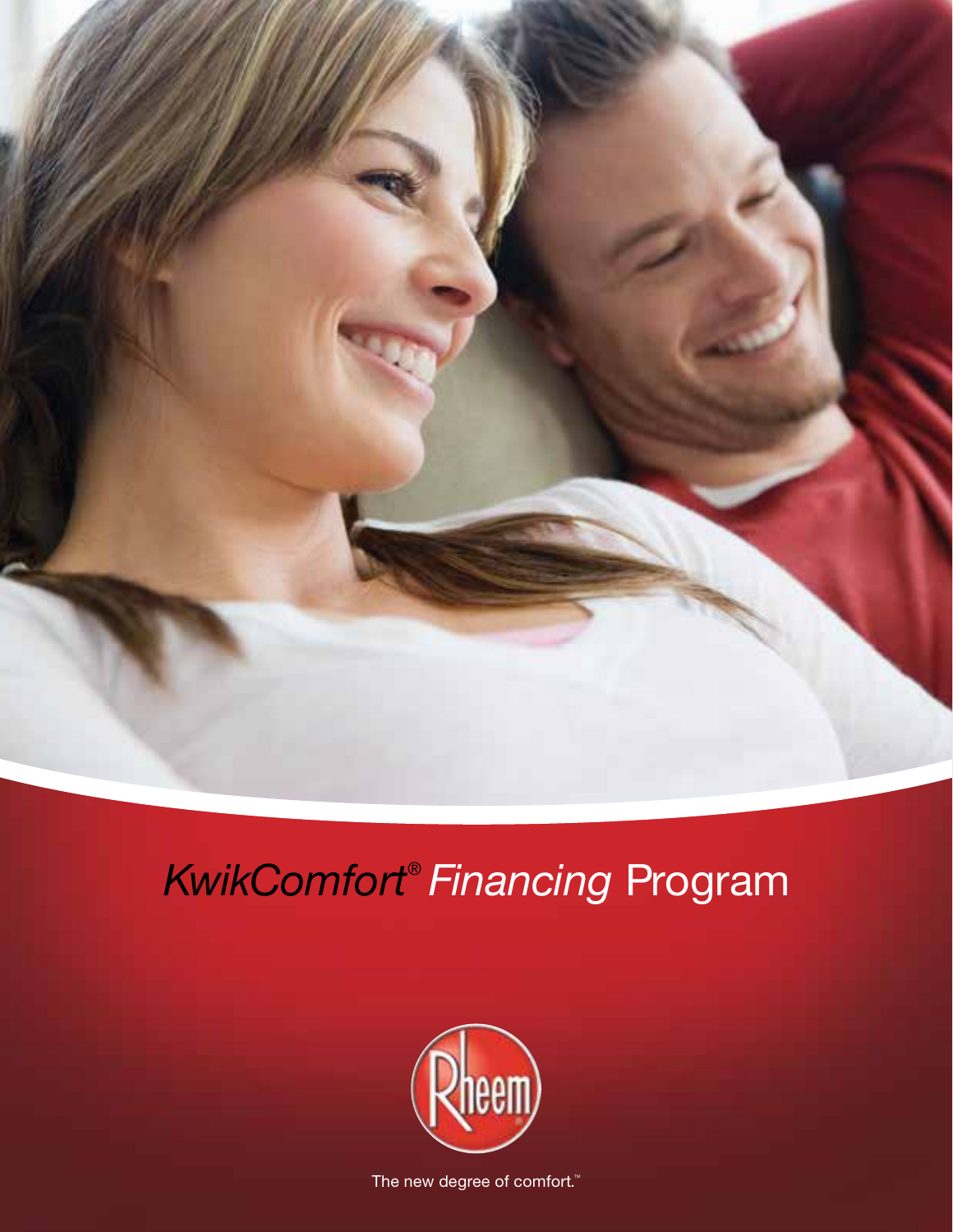# *KwikComfort® Financing* Program

Rheem

The new degree of comfort.™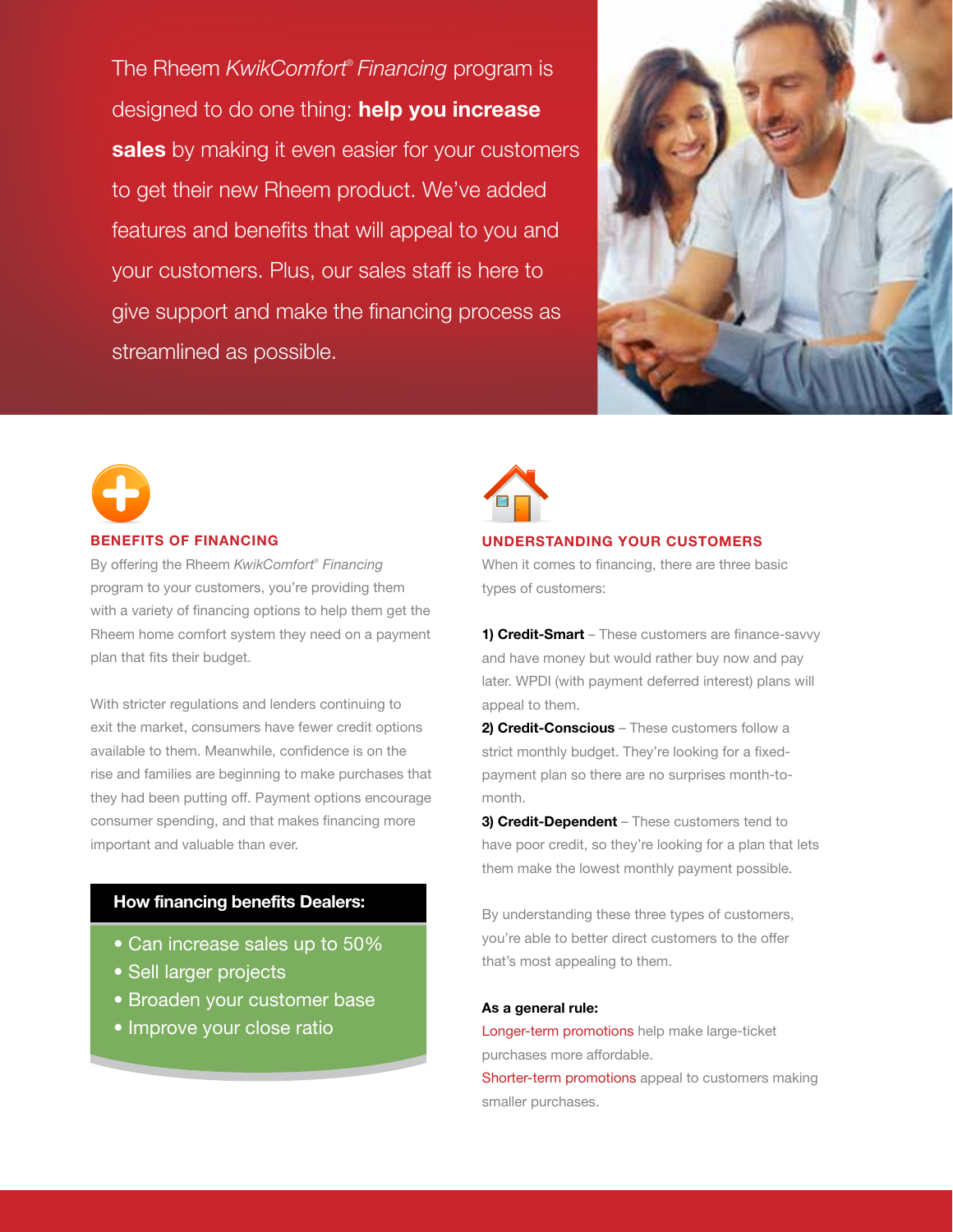The Rheem *KwikComfort*® *Financing* program is designed to do one thing: **help you increase sales** by making it even easier for your customers to get their new Rheem product. We've added features and benefits that will appeal to you and your customers. Plus, our sales staff is here to give support and make the financing process as streamlined as possible.

## BENEFITS OF FINANCING

By offering the Rheem *KwikComfort*® *Financing* program to your customers, you're providing them with a variety of financing options to help them get the Rheem home comfort system they need on a payment plan that fits their budget.

With stricter regulations and lenders continuing to exit the market, consumers have fewer credit options available to them. Meanwhile, confidence is on the rise and families are beginning to make purchases that they had been putting off. Payment options encourage consumer spending, and that makes financing more important and valuable than ever.

### How financing benefits Dealers:

- Can increase sales up to 50%
- Sell larger projects
- Broaden your customer base
- Improve your close ratio

## UNDERSTANDING YOUR CUSTOMERS

When it comes to financing, there are three basic types of customers:

**1) Credit-Smart** – These customers are finance-savvy and have money but would rather buy now and pay later. WPDI (with payment deferred interest) plans will appeal to them.

**2) Credit-Conscious** – These customers follow a strict monthly budget. They're looking for a fixed-payment plan so there are no surprises month-to-month.

**3) Credit-Dependent** – These customers tend to have poor credit, so they're looking for a plan that lets them make the lowest monthly payment possible.

By understanding these three types of customers, you're able to better direct customers to the offer that's most appealing to them.

**As a general rule:**

Longer-term promotions help make large-ticket purchases more affordable.

Shorter-term promotions appeal to customers making smaller purchases.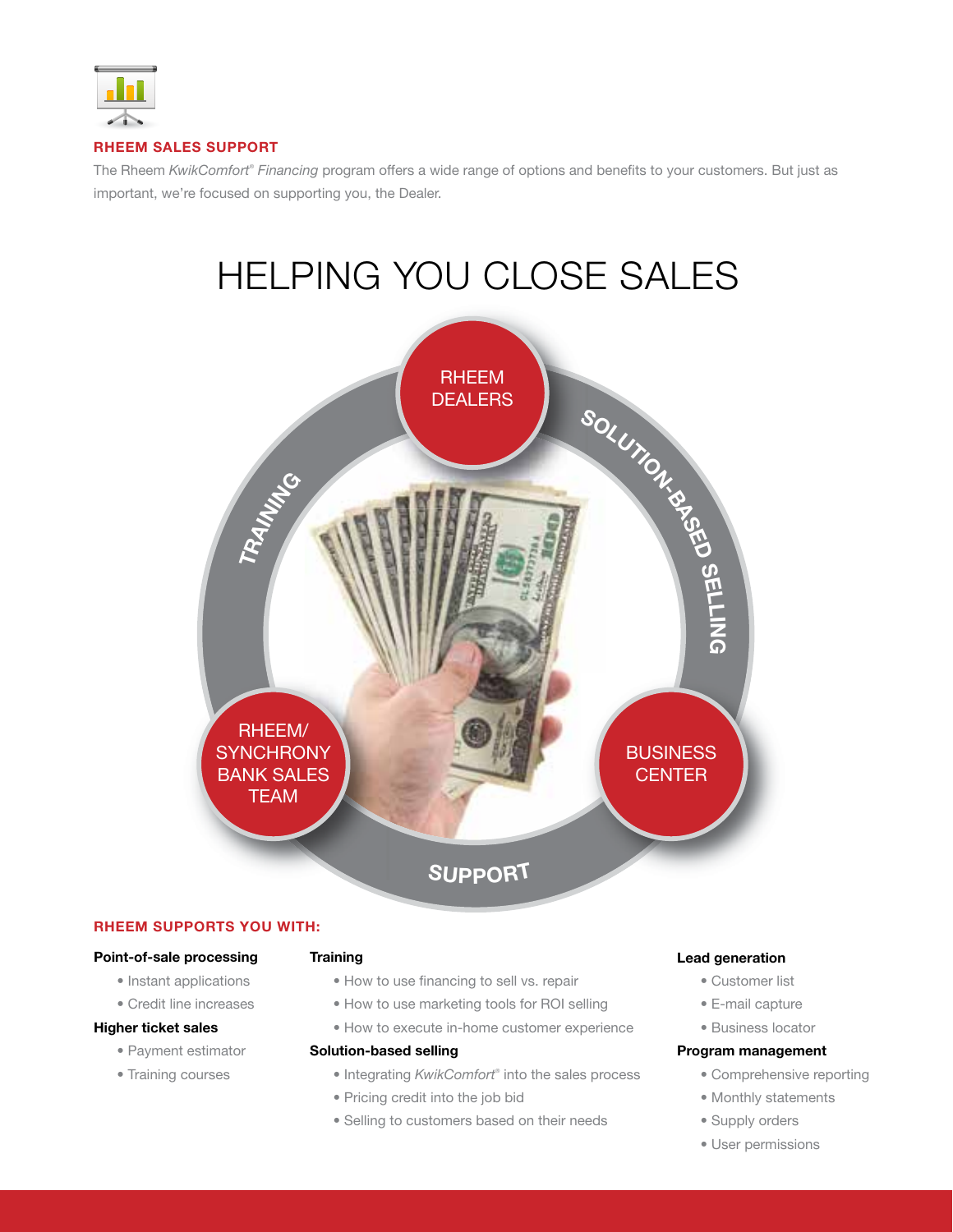## RHEEM SALES SUPPORT

The Rheem *KwikComfort® Financing* program offers a wide range of options and benefits to your customers. But just as important, we're focused on supporting you, the Dealer.

# HELPING YOU CLOSE SALES

RHEEM DEALERS

SOLUTION-BASED SELLING

BUSINESS CENTER

SUPPORT

RHEEM/ SYNCHRONY BANK SALES TEAM

TRAINING

## RHEEM SUPPORTS YOU WITH:

**Point-of-sale processing**

- Instant applications
- Credit line increases

**Higher ticket sales**

- Payment estimator
- Training courses

**Training**

- How to use financing to sell vs. repair
- How to use marketing tools for ROI selling
- How to execute in-home customer experience

**Solution-based selling**

- Integrating *KwikComfort®* into the sales process
- Pricing credit into the job bid
- Selling to customers based on their needs

**Lead generation**

- Customer list
- E-mail capture
- Business locator

**Program management**

- Comprehensive reporting
- Monthly statements
- Supply orders
- User permissions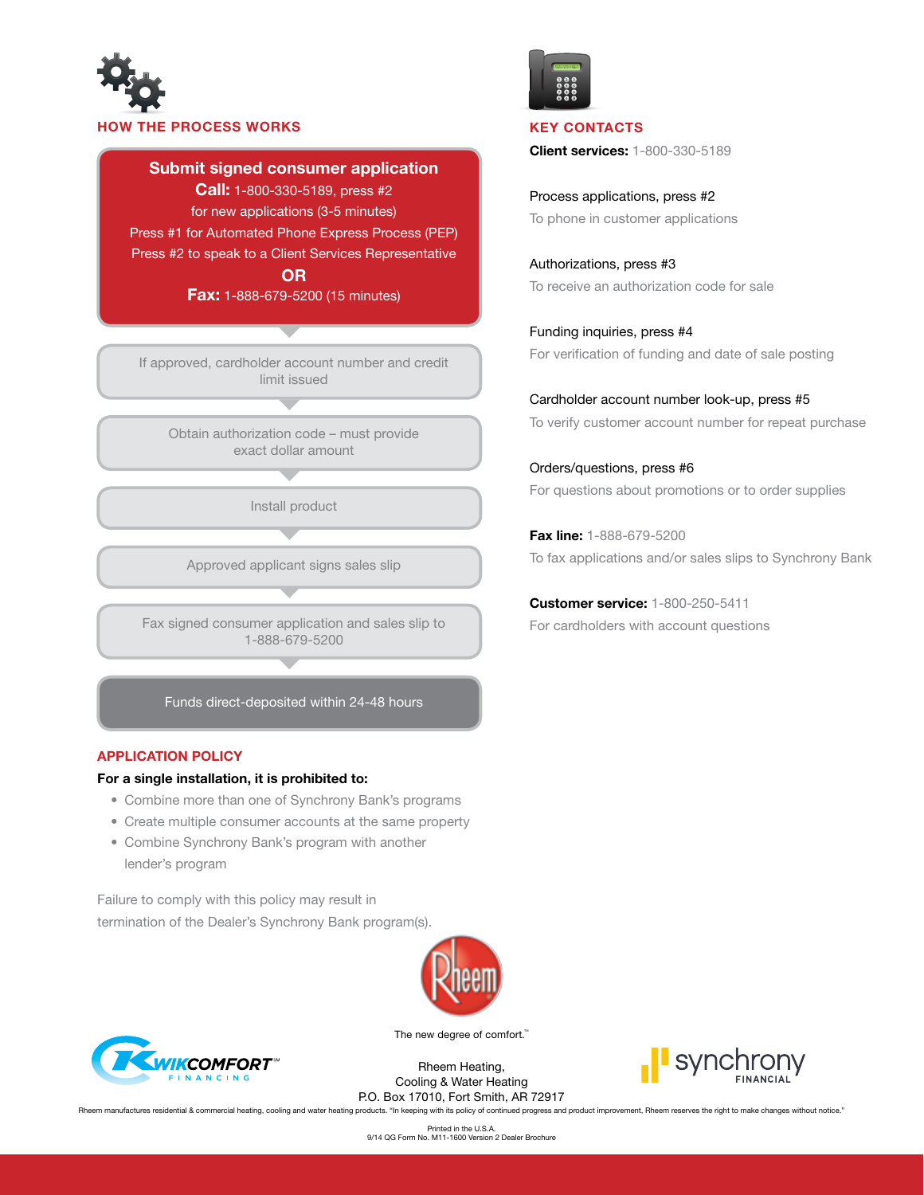## HOW THE PROCESS WORKS

**Submit signed consumer application**

**Call:** 1-800-330-5189, press #2 for new applications (3-5 minutes)

Press #1 for Automated Phone Express Process (PEP)

Press #2 to speak to a Client Services Representative

**OR**

**Fax:** 1-888-679-5200 (15 minutes)

If approved, cardholder account number and credit limit issued

Obtain authorization code – must provide exact dollar amount

Install product

Approved applicant signs sales slip

Fax signed consumer application and sales slip to 1-888-679-5200

Funds direct-deposited within 24-48 hours

## APPLICATION POLICY

**For a single installation, it is prohibited to:**

- Combine more than one of Synchrony Bank's programs
- Create multiple consumer accounts at the same property
- Combine Synchrony Bank's program with another lender's program

Failure to comply with this policy may result in termination of the Dealer's Synchrony Bank program(s).

## KEY CONTACTS

**Client services:** 1-800-330-5189

Process applications, press #2
To phone in customer applications

Authorizations, press #3
To receive an authorization code for sale

Funding inquiries, press #4
For verification of funding and date of sale posting

Cardholder account number look-up, press #5
To verify customer account number for repeat purchase

Orders/questions, press #6
For questions about promotions or to order supplies

**Fax line:** 1-888-679-5200
To fax applications and/or sales slips to Synchrony Bank

**Customer service:** 1-800-250-5411
For cardholders with account questions

Rheem

The new degree of comfort.™

KWIKCOMFORT™ FINANCING

Rheem Heating,
Cooling & Water Heating
P.O. Box 17010, Fort Smith, AR 72917

synchrony FINANCIAL

Rheem manufactures residential & commercial heating, cooling and water heating products. "In keeping with its policy of continued progress and product improvement, Rheem reserves the right to make changes without notice."

Printed in the U.S.A.
9/14 QG Form No. M11-1600 Version 2 Dealer Brochure